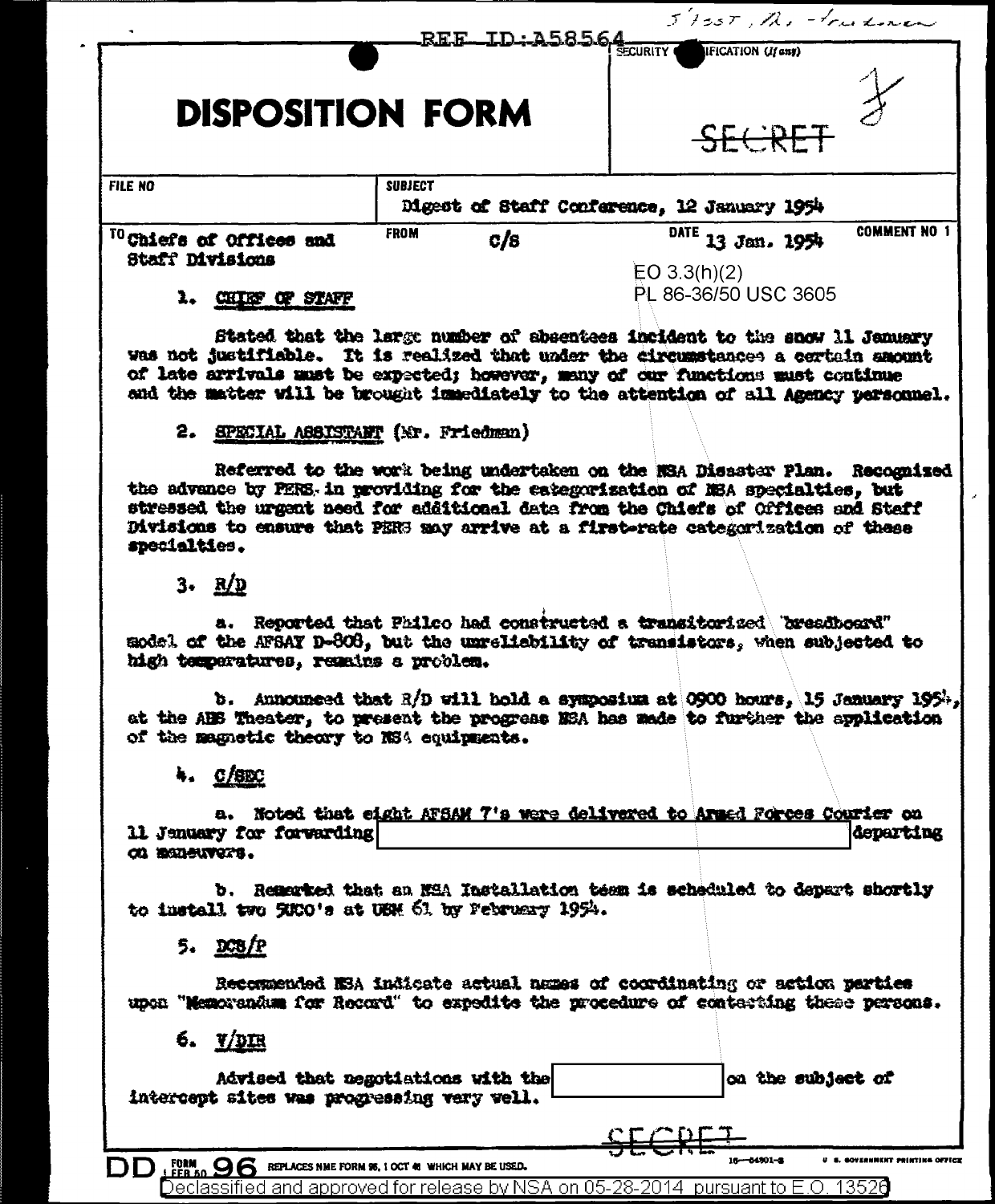REF ID:A58564

5135T, Mr. Friedman

# DISPOSITION FORM

SECURITY CLASSIFICATION (If any)

SECRET

| FILE NO | SUBJECT | | |
|---|---|---|---|
| | Digest of Staff Conference, 12 January 1954 | | |
| TO Chiefs of Offices and Staff Divisions | FROM C/S | DATE 13 Jan. 1954 | COMMENT NO 1 |

EO 3.3(h)(2)
PL 86-36/50 USC 3605

1. CHIEF OF STAFF

Stated that the large number of absentees incident to the snow 11 January was not justifiable. It is realized that under the circumstances a certain amount of late arrivals must be expected; however, many of our functions must continue and the matter will be brought immediately to the attention of all Agency personnel.

2. SPECIAL ASSISTANT (Mr. Friedman)

Referred to the work being undertaken on the NSA Disaster Plan. Recognized the advance by PERS. in providing for the categorization of NSA specialties, but stressed the urgent need for additional data from the Chiefs of Offices and Staff Divisions to ensure that PERS may arrive at a first-rate categorization of these specialties.

3. R/D

a. Reported that Philco had constructed a transitorized "breadboard" model of the AFSAY D-808, but the unreliability of transistors, when subjected to high temperatures, remains a problem.

b. Announced that R/D will hold a symposium at 0900 hours, 15 January 1954, at the ABS Theater, to present the progress NSA has made to further the application of the magnetic theory to NSA equipments.

4. C/SEC

a. Noted that eight AFSAM 7's were delivered to Armed Forces Courier on 11 January for forwarding [REDACTED] departing on maneuvers.

b. Remarked that an NSA Installation team is scheduled to depart shortly to install two 5UCO's at USM 61 by February 1954.

5. DCS/P

Recommended NSA indicate actual names of coordinating or action parties upon "Memorandum for Record" to expedite the procedure of contacting these persons.

6. V/DIR

Advised that negotiations with the [REDACTED] on the subject of intercept sites was progressing very well.

SECRET

DD FORM 1 FEB 50 96 REPLACES NME FORM 96, 1 OCT 48 WHICH MAY BE USED.

Declassified and approved for release by NSA on 05-28-2014 pursuant to E.O. 13526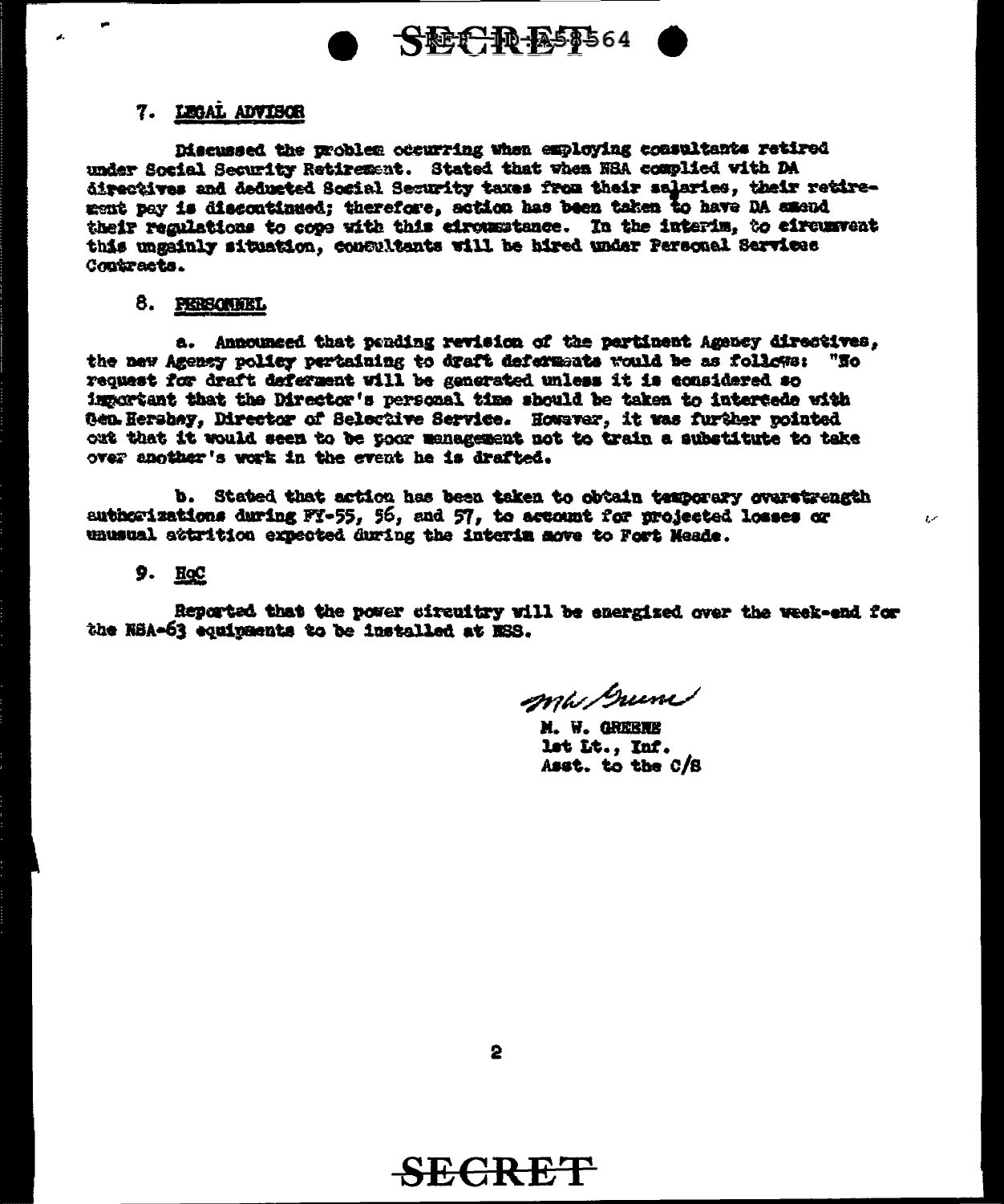SECRET

7. LEGAL ADVISOR

Discussed the problem occurring when employing consultants retired under Social Security Retirement. Stated that when NSA complied with DA directives and deducted Social Security taxes from their salaries, their retirement pay is discontinued; therefore, action has been taken to have DA amend their regulations to cope with this circumstance. In the interim, to circumvent this ungainly situation, consultants will be hired under Personal Services Contracts.

8. PERSONNEL

a. Announced that pending revision of the pertinent Agency directives, the new Agency policy pertaining to draft deferments would be as follows: "No request for draft deferment will be generated unless it is considered so important that the Director's personal time should be taken to intercede with Gen. Hershey, Director of Selective Service. However, it was further pointed out that it would seem to be poor management not to train a substitute to take over another's work in the event he is drafted.

b. Stated that action has been taken to obtain temporary overstrength authorizations during FY-55, 56, and 57, to account for projected losses or unusual attrition expected during the interim move to Fort Meade.

9. HoC

Reported that the power circuitry will be energized over the week-end for the NSA-63 equipments to be installed at NSS.

M. W. GREENE
1st Lt., Inf.
Asst. to the C/S

SECRET